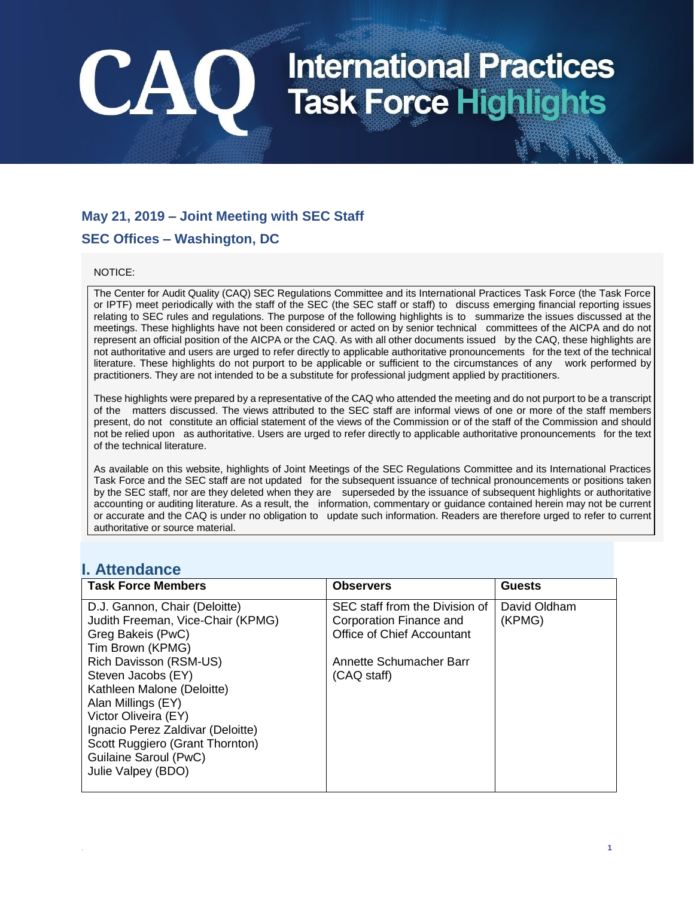# CAQ International Practices Task Force Highlights

## May 21, 2019 – Joint Meeting with SEC Staff

## SEC Offices – Washington, DC

NOTICE:

The Center for Audit Quality (CAQ) SEC Regulations Committee and its International Practices Task Force (the Task Force or IPTF) meet periodically with the staff of the SEC (the SEC staff or staff) to discuss emerging financial reporting issues relating to SEC rules and regulations. The purpose of the following highlights is to summarize the issues discussed at the meetings. These highlights have not been considered or acted on by senior technical committees of the AICPA and do not represent an official position of the AICPA or the CAQ. As with all other documents issued by the CAQ, these highlights are not authoritative and users are urged to refer directly to applicable authoritative pronouncements for the text of the technical literature. These highlights do not purport to be applicable or sufficient to the circumstances of any work performed by practitioners. They are not intended to be a substitute for professional judgment applied by practitioners.

These highlights were prepared by a representative of the CAQ who attended the meeting and do not purport to be a transcript of the matters discussed. The views attributed to the SEC staff are informal views of one or more of the staff members present, do not constitute an official statement of the views of the Commission or of the staff of the Commission and should not be relied upon as authoritative. Users are urged to refer directly to applicable authoritative pronouncements for the text of the technical literature.

As available on this website, highlights of Joint Meetings of the SEC Regulations Committee and its International Practices Task Force and the SEC staff are not updated for the subsequent issuance of technical pronouncements or positions taken by the SEC staff, nor are they deleted when they are superseded by the issuance of subsequent highlights or authoritative accounting or auditing literature. As a result, the information, commentary or guidance contained herein may not be current or accurate and the CAQ is under no obligation to update such information. Readers are therefore urged to refer to current authoritative or source material.

## I. Attendance

| Task Force Members | Observers | Guests |
|---|---|---|
| D.J. Gannon, Chair (Deloitte)<br>Judith Freeman, Vice-Chair (KPMG)<br>Greg Bakeis (PwC)<br>Tim Brown (KPMG)<br>Rich Davisson (RSM-US)<br>Steven Jacobs (EY)<br>Kathleen Malone (Deloitte)<br>Alan Millings (EY)<br>Victor Oliveira (EY)<br>Ignacio Perez Zaldivar (Deloitte)<br>Scott Ruggiero (Grant Thornton)<br>Guilaine Saroul (PwC)<br>Julie Valpey (BDO) | SEC staff from the Division of Corporation Finance and Office of Chief Accountant<br><br>Annette Schumacher Barr (CAQ staff) | David Oldham (KPMG) |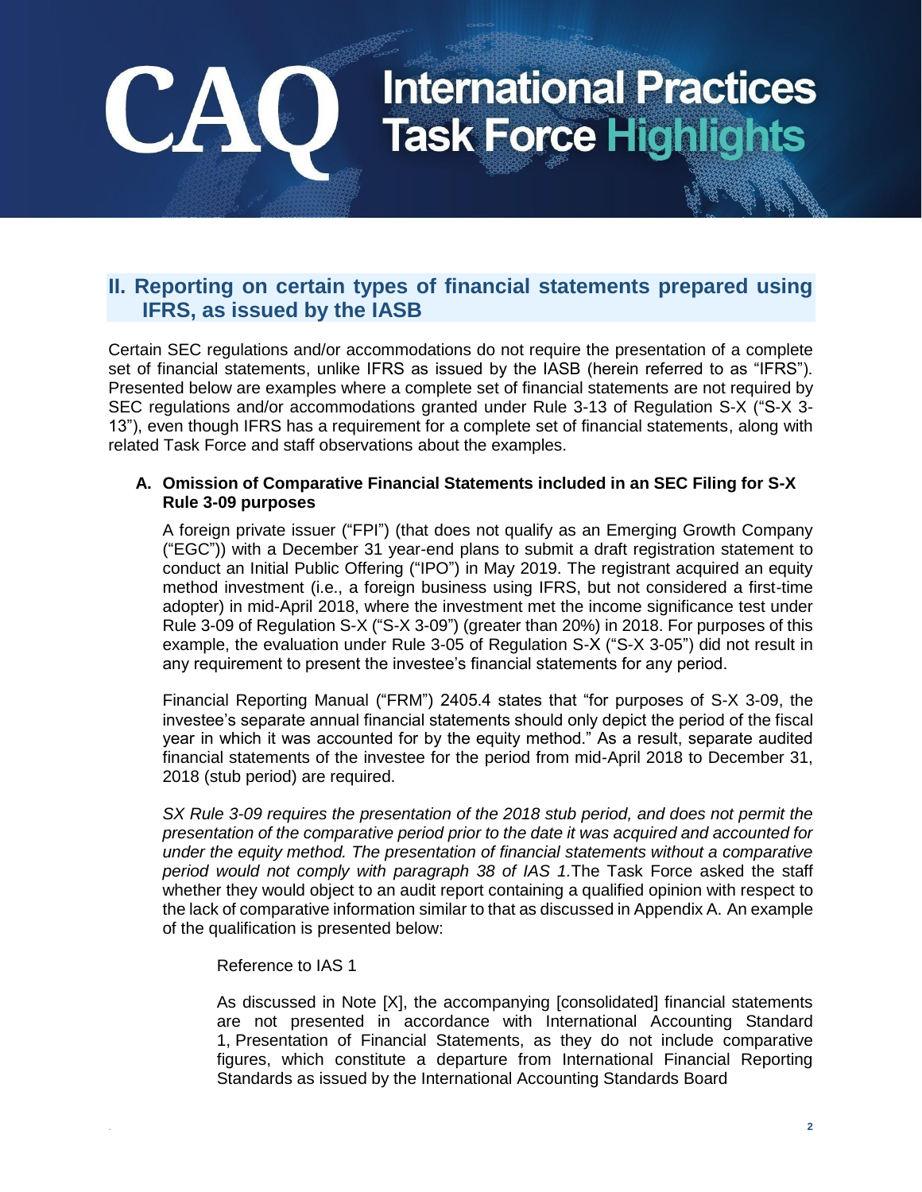## II. Reporting on certain types of financial statements prepared using IFRS, as issued by the IASB

Certain SEC regulations and/or accommodations do not require the presentation of a complete set of financial statements, unlike IFRS as issued by the IASB (herein referred to as "IFRS"). Presented below are examples where a complete set of financial statements are not required by SEC regulations and/or accommodations granted under Rule 3-13 of Regulation S-X ("S-X 3-13"), even though IFRS has a requirement for a complete set of financial statements, along with related Task Force and staff observations about the examples.

### A. Omission of Comparative Financial Statements included in an SEC Filing for S-X Rule 3-09 purposes

A foreign private issuer ("FPI") (that does not qualify as an Emerging Growth Company ("EGC")) with a December 31 year-end plans to submit a draft registration statement to conduct an Initial Public Offering ("IPO") in May 2019. The registrant acquired an equity method investment (i.e., a foreign business using IFRS, but not considered a first-time adopter) in mid-April 2018, where the investment met the income significance test under Rule 3-09 of Regulation S-X ("S-X 3-09") (greater than 20%) in 2018. For purposes of this example, the evaluation under Rule 3-05 of Regulation S-X ("S-X 3-05") did not result in any requirement to present the investee's financial statements for any period.

Financial Reporting Manual ("FRM") 2405.4 states that "for purposes of S-X 3-09, the investee's separate annual financial statements should only depict the period of the fiscal year in which it was accounted for by the equity method." As a result, separate audited financial statements of the investee for the period from mid-April 2018 to December 31, 2018 (stub period) are required.

*SX Rule 3-09 requires the presentation of the 2018 stub period, and does not permit the presentation of the comparative period prior to the date it was acquired and accounted for under the equity method. The presentation of financial statements without a comparative period would not comply with paragraph 38 of IAS 1.* The Task Force asked the staff whether they would object to an audit report containing a qualified opinion with respect to the lack of comparative information similar to that as discussed in Appendix A. An example of the qualification is presented below:

> Reference to IAS 1
>
> As discussed in Note [X], the accompanying [consolidated] financial statements are not presented in accordance with International Accounting Standard 1, Presentation of Financial Statements, as they do not include comparative figures, which constitute a departure from International Financial Reporting Standards as issued by the International Accounting Standards Board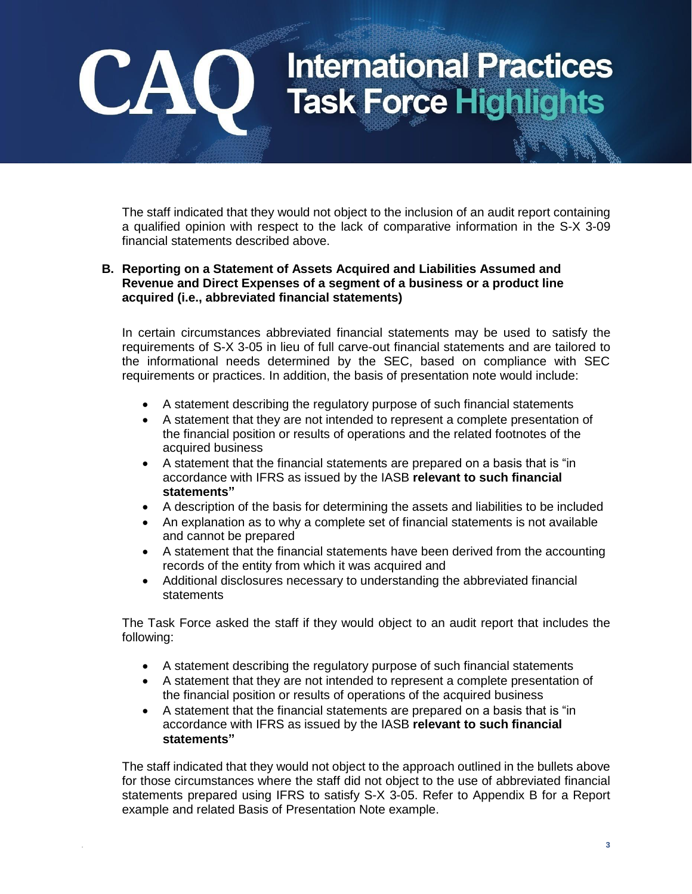The staff indicated that they would not object to the inclusion of an audit report containing a qualified opinion with respect to the lack of comparative information in the S-X 3-09 financial statements described above.

**B. Reporting on a Statement of Assets Acquired and Liabilities Assumed and Revenue and Direct Expenses of a segment of a business or a product line acquired (i.e., abbreviated financial statements)**

In certain circumstances abbreviated financial statements may be used to satisfy the requirements of S-X 3-05 in lieu of full carve-out financial statements and are tailored to the informational needs determined by the SEC, based on compliance with SEC requirements or practices. In addition, the basis of presentation note would include:

- A statement describing the regulatory purpose of such financial statements
- A statement that they are not intended to represent a complete presentation of the financial position or results of operations and the related footnotes of the acquired business
- A statement that the financial statements are prepared on a basis that is "in accordance with IFRS as issued by the IASB **relevant to such financial statements"**
- A description of the basis for determining the assets and liabilities to be included
- An explanation as to why a complete set of financial statements is not available and cannot be prepared
- A statement that the financial statements have been derived from the accounting records of the entity from which it was acquired and
- Additional disclosures necessary to understanding the abbreviated financial statements

The Task Force asked the staff if they would object to an audit report that includes the following:

- A statement describing the regulatory purpose of such financial statements
- A statement that they are not intended to represent a complete presentation of the financial position or results of operations of the acquired business
- A statement that the financial statements are prepared on a basis that is "in accordance with IFRS as issued by the IASB **relevant to such financial statements"**

The staff indicated that they would not object to the approach outlined in the bullets above for those circumstances where the staff did not object to the use of abbreviated financial statements prepared using IFRS to satisfy S-X 3-05. Refer to Appendix B for a Report example and related Basis of Presentation Note example.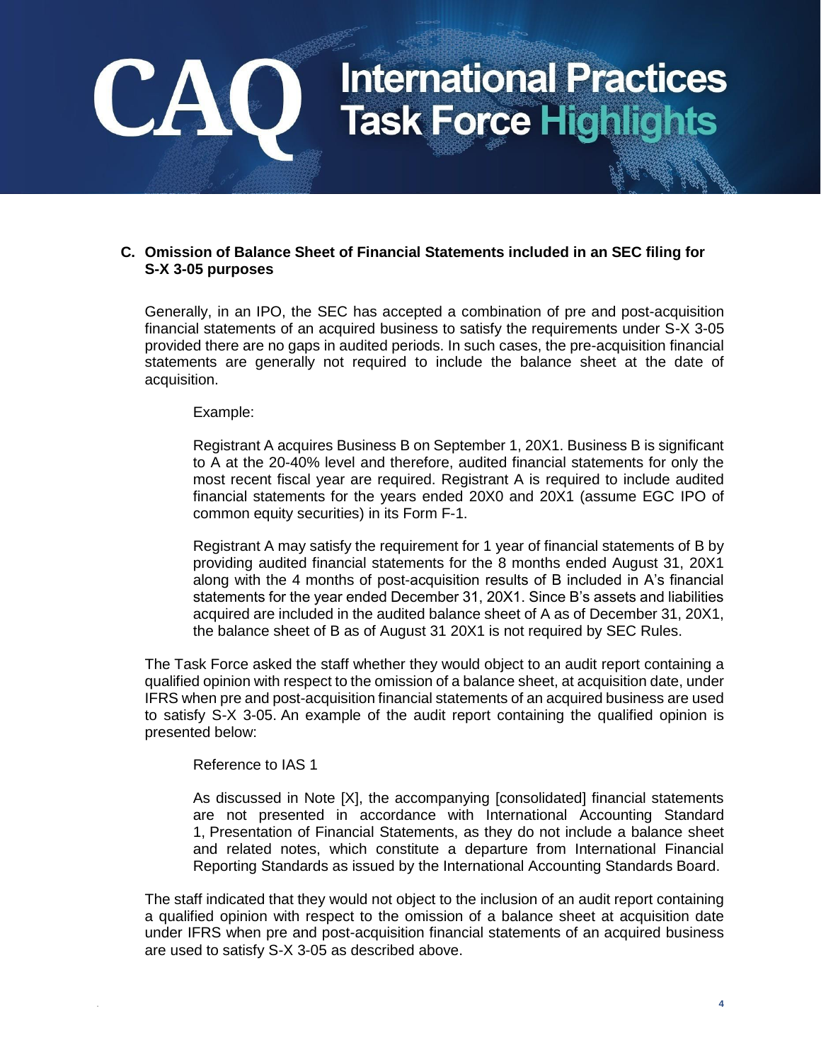### C. Omission of Balance Sheet of Financial Statements included in an SEC filing for S-X 3-05 purposes

Generally, in an IPO, the SEC has accepted a combination of pre and post-acquisition financial statements of an acquired business to satisfy the requirements under S-X 3-05 provided there are no gaps in audited periods. In such cases, the pre-acquisition financial statements are generally not required to include the balance sheet at the date of acquisition.

> Example:
>
> Registrant A acquires Business B on September 1, 20X1. Business B is significant to A at the 20-40% level and therefore, audited financial statements for only the most recent fiscal year are required. Registrant A is required to include audited financial statements for the years ended 20X0 and 20X1 (assume EGC IPO of common equity securities) in its Form F-1.
>
> Registrant A may satisfy the requirement for 1 year of financial statements of B by providing audited financial statements for the 8 months ended August 31, 20X1 along with the 4 months of post-acquisition results of B included in A's financial statements for the year ended December 31, 20X1. Since B's assets and liabilities acquired are included in the audited balance sheet of A as of December 31, 20X1, the balance sheet of B as of August 31 20X1 is not required by SEC Rules.

The Task Force asked the staff whether they would object to an audit report containing a qualified opinion with respect to the omission of a balance sheet, at acquisition date, under IFRS when pre and post-acquisition financial statements of an acquired business are used to satisfy S-X 3-05. An example of the audit report containing the qualified opinion is presented below:

> Reference to IAS 1
>
> As discussed in Note [X], the accompanying [consolidated] financial statements are not presented in accordance with International Accounting Standard 1, Presentation of Financial Statements, as they do not include a balance sheet and related notes, which constitute a departure from International Financial Reporting Standards as issued by the International Accounting Standards Board.

The staff indicated that they would not object to the inclusion of an audit report containing a qualified opinion with respect to the omission of a balance sheet at acquisition date under IFRS when pre and post-acquisition financial statements of an acquired business are used to satisfy S-X 3-05 as described above.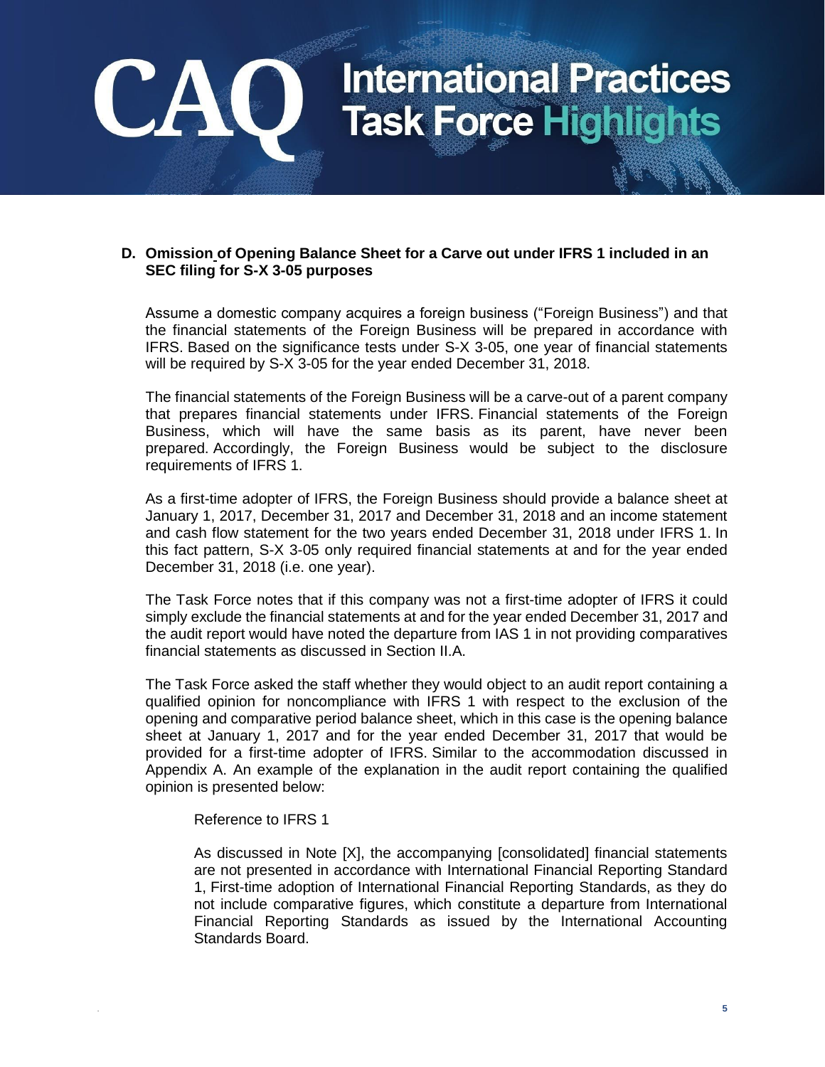**D. Omission of Opening Balance Sheet for a Carve out under IFRS 1 included in an SEC filing for S-X 3-05 purposes**

Assume a domestic company acquires a foreign business ("Foreign Business") and that the financial statements of the Foreign Business will be prepared in accordance with IFRS. Based on the significance tests under S-X 3-05, one year of financial statements will be required by S-X 3-05 for the year ended December 31, 2018.

The financial statements of the Foreign Business will be a carve-out of a parent company that prepares financial statements under IFRS. Financial statements of the Foreign Business, which will have the same basis as its parent, have never been prepared. Accordingly, the Foreign Business would be subject to the disclosure requirements of IFRS 1.

As a first-time adopter of IFRS, the Foreign Business should provide a balance sheet at January 1, 2017, December 31, 2017 and December 31, 2018 and an income statement and cash flow statement for the two years ended December 31, 2018 under IFRS 1. In this fact pattern, S-X 3-05 only required financial statements at and for the year ended December 31, 2018 (i.e. one year).

The Task Force notes that if this company was not a first-time adopter of IFRS it could simply exclude the financial statements at and for the year ended December 31, 2017 and the audit report would have noted the departure from IAS 1 in not providing comparatives financial statements as discussed in Section II.A.

The Task Force asked the staff whether they would object to an audit report containing a qualified opinion for noncompliance with IFRS 1 with respect to the exclusion of the opening and comparative period balance sheet, which in this case is the opening balance sheet at January 1, 2017 and for the year ended December 31, 2017 that would be provided for a first-time adopter of IFRS. Similar to the accommodation discussed in Appendix A. An example of the explanation in the audit report containing the qualified opinion is presented below:

> Reference to IFRS 1
>
> As discussed in Note [X], the accompanying [consolidated] financial statements are not presented in accordance with International Financial Reporting Standard 1, First-time adoption of International Financial Reporting Standards, as they do not include comparative figures, which constitute a departure from International Financial Reporting Standards as issued by the International Accounting Standards Board.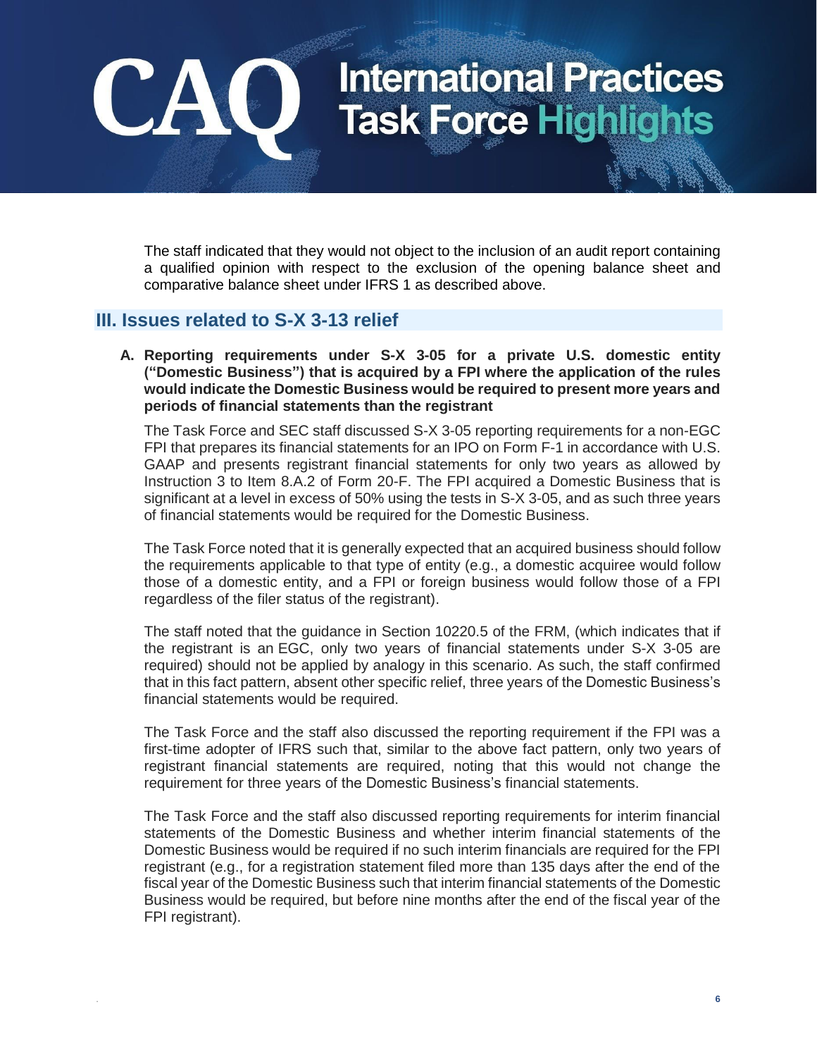The staff indicated that they would not object to the inclusion of an audit report containing a qualified opinion with respect to the exclusion of the opening balance sheet and comparative balance sheet under IFRS 1 as described above.

## III. Issues related to S-X 3-13 relief

**A. Reporting requirements under S-X 3-05 for a private U.S. domestic entity ("Domestic Business") that is acquired by a FPI where the application of the rules would indicate the Domestic Business would be required to present more years and periods of financial statements than the registrant**

The Task Force and SEC staff discussed S-X 3-05 reporting requirements for a non-EGC FPI that prepares its financial statements for an IPO on Form F-1 in accordance with U.S. GAAP and presents registrant financial statements for only two years as allowed by Instruction 3 to Item 8.A.2 of Form 20-F. The FPI acquired a Domestic Business that is significant at a level in excess of 50% using the tests in S-X 3-05, and as such three years of financial statements would be required for the Domestic Business.

The Task Force noted that it is generally expected that an acquired business should follow the requirements applicable to that type of entity (e.g., a domestic acquiree would follow those of a domestic entity, and a FPI or foreign business would follow those of a FPI regardless of the filer status of the registrant).

The staff noted that the guidance in Section 10220.5 of the FRM, (which indicates that if the registrant is an EGC, only two years of financial statements under S-X 3-05 are required) should not be applied by analogy in this scenario. As such, the staff confirmed that in this fact pattern, absent other specific relief, three years of the Domestic Business's financial statements would be required.

The Task Force and the staff also discussed the reporting requirement if the FPI was a first-time adopter of IFRS such that, similar to the above fact pattern, only two years of registrant financial statements are required, noting that this would not change the requirement for three years of the Domestic Business's financial statements.

The Task Force and the staff also discussed reporting requirements for interim financial statements of the Domestic Business and whether interim financial statements of the Domestic Business would be required if no such interim financials are required for the FPI registrant (e.g., for a registration statement filed more than 135 days after the end of the fiscal year of the Domestic Business such that interim financial statements of the Domestic Business would be required, but before nine months after the end of the fiscal year of the FPI registrant).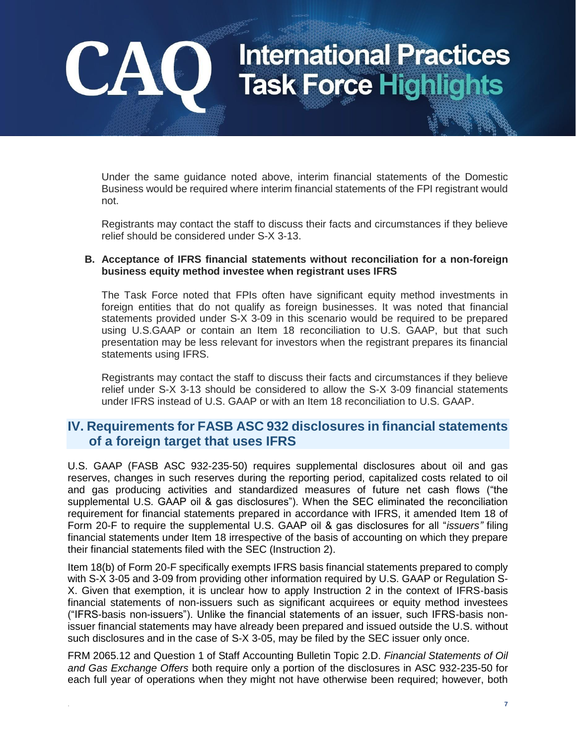Under the same guidance noted above, interim financial statements of the Domestic Business would be required where interim financial statements of the FPI registrant would not.

Registrants may contact the staff to discuss their facts and circumstances if they believe relief should be considered under S-X 3-13.

**B. Acceptance of IFRS financial statements without reconciliation for a non-foreign business equity method investee when registrant uses IFRS**

The Task Force noted that FPIs often have significant equity method investments in foreign entities that do not qualify as foreign businesses. It was noted that financial statements provided under S-X 3-09 in this scenario would be required to be prepared using U.S.GAAP or contain an Item 18 reconciliation to U.S. GAAP, but that such presentation may be less relevant for investors when the registrant prepares its financial statements using IFRS.

Registrants may contact the staff to discuss their facts and circumstances if they believe relief under S-X 3-13 should be considered to allow the S-X 3-09 financial statements under IFRS instead of U.S. GAAP or with an Item 18 reconciliation to U.S. GAAP.

## IV. Requirements for FASB ASC 932 disclosures in financial statements of a foreign target that uses IFRS

U.S. GAAP (FASB ASC 932-235-50) requires supplemental disclosures about oil and gas reserves, changes in such reserves during the reporting period, capitalized costs related to oil and gas producing activities and standardized measures of future net cash flows ("the supplemental U.S. GAAP oil & gas disclosures"). When the SEC eliminated the reconciliation requirement for financial statements prepared in accordance with IFRS, it amended Item 18 of Form 20-F to require the supplemental U.S. GAAP oil & gas disclosures for all "*issuers"* filing financial statements under Item 18 irrespective of the basis of accounting on which they prepare their financial statements filed with the SEC (Instruction 2).

Item 18(b) of Form 20-F specifically exempts IFRS basis financial statements prepared to comply with S-X 3-05 and 3-09 from providing other information required by U.S. GAAP or Regulation S-X. Given that exemption, it is unclear how to apply Instruction 2 in the context of IFRS-basis financial statements of non-issuers such as significant acquirees or equity method investees ("IFRS-basis non-issuers"). Unlike the financial statements of an issuer, such IFRS-basis non-issuer financial statements may have already been prepared and issued outside the U.S. without such disclosures and in the case of S-X 3-05, may be filed by the SEC issuer only once.

FRM 2065.12 and Question 1 of Staff Accounting Bulletin Topic 2.D. *Financial Statements of Oil and Gas Exchange Offers* both require only a portion of the disclosures in ASC 932-235-50 for each full year of operations when they might not have otherwise been required; however, both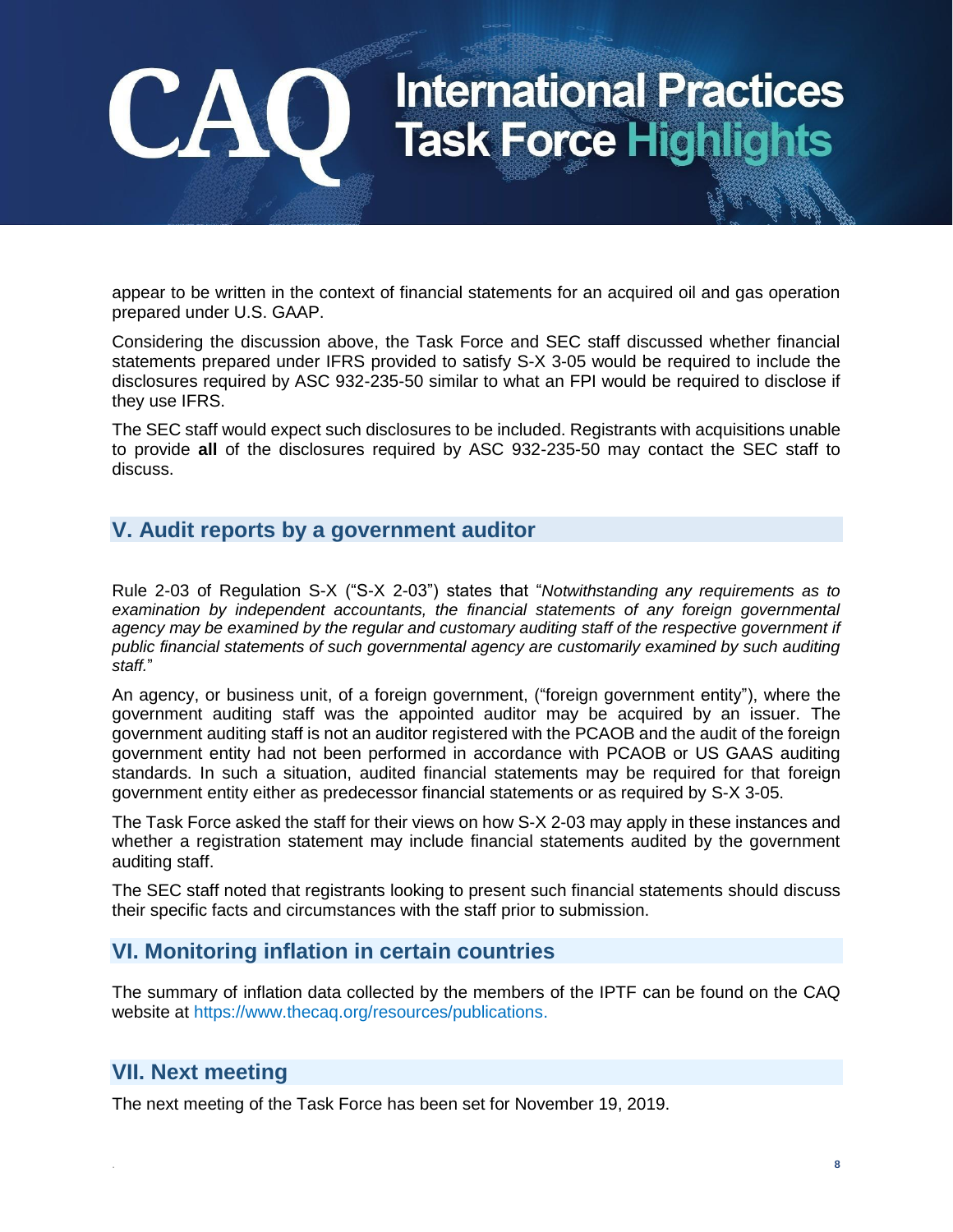appear to be written in the context of financial statements for an acquired oil and gas operation prepared under U.S. GAAP.

Considering the discussion above, the Task Force and SEC staff discussed whether financial statements prepared under IFRS provided to satisfy S-X 3-05 would be required to include the disclosures required by ASC 932-235-50 similar to what an FPI would be required to disclose if they use IFRS.

The SEC staff would expect such disclosures to be included. Registrants with acquisitions unable to provide **all** of the disclosures required by ASC 932-235-50 may contact the SEC staff to discuss.

## V. Audit reports by a government auditor

Rule 2-03 of Regulation S-X ("S-X 2-03") states that "*Notwithstanding any requirements as to examination by independent accountants, the financial statements of any foreign governmental agency may be examined by the regular and customary auditing staff of the respective government if public financial statements of such governmental agency are customarily examined by such auditing staff.*"

An agency, or business unit, of a foreign government, ("foreign government entity"), where the government auditing staff was the appointed auditor may be acquired by an issuer. The government auditing staff is not an auditor registered with the PCAOB and the audit of the foreign government entity had not been performed in accordance with PCAOB or US GAAS auditing standards. In such a situation, audited financial statements may be required for that foreign government entity either as predecessor financial statements or as required by S-X 3-05.

The Task Force asked the staff for their views on how S-X 2-03 may apply in these instances and whether a registration statement may include financial statements audited by the government auditing staff.

The SEC staff noted that registrants looking to present such financial statements should discuss their specific facts and circumstances with the staff prior to submission.

## VI. Monitoring inflation in certain countries

The summary of inflation data collected by the members of the IPTF can be found on the CAQ website at https://www.thecaq.org/resources/publications.

## VII. Next meeting

The next meeting of the Task Force has been set for November 19, 2019.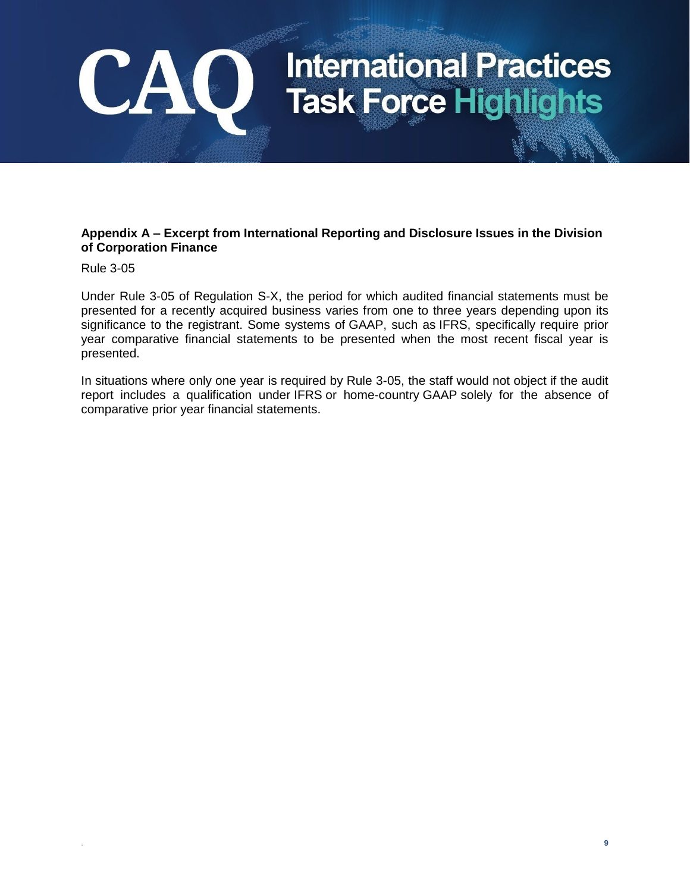**Appendix A – Excerpt from International Reporting and Disclosure Issues in the Division of Corporation Finance**

Rule 3-05

Under Rule 3-05 of Regulation S-X, the period for which audited financial statements must be presented for a recently acquired business varies from one to three years depending upon its significance to the registrant. Some systems of GAAP, such as IFRS, specifically require prior year comparative financial statements to be presented when the most recent fiscal year is presented.

In situations where only one year is required by Rule 3-05, the staff would not object if the audit report includes a qualification under IFRS or home-country GAAP solely for the absence of comparative prior year financial statements.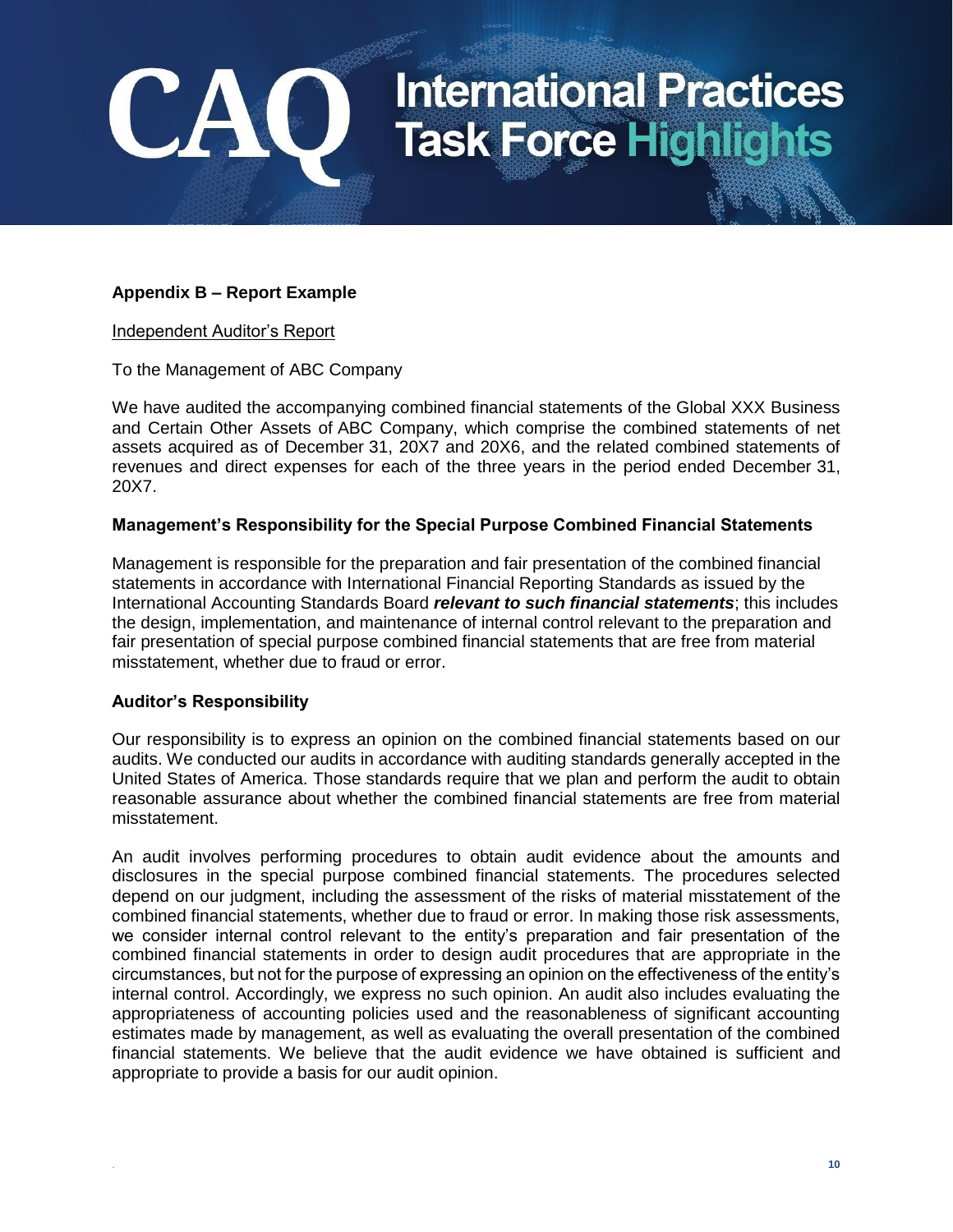## Appendix B – Report Example

Independent Auditor's Report

To the Management of ABC Company

We have audited the accompanying combined financial statements of the Global XXX Business and Certain Other Assets of ABC Company, which comprise the combined statements of net assets acquired as of December 31, 20X7 and 20X6, and the related combined statements of revenues and direct expenses for each of the three years in the period ended December 31, 20X7.

### Management's Responsibility for the Special Purpose Combined Financial Statements

Management is responsible for the preparation and fair presentation of the combined financial statements in accordance with International Financial Reporting Standards as issued by the International Accounting Standards Board ***relevant to such financial statements***; this includes the design, implementation, and maintenance of internal control relevant to the preparation and fair presentation of special purpose combined financial statements that are free from material misstatement, whether due to fraud or error.

### Auditor's Responsibility

Our responsibility is to express an opinion on the combined financial statements based on our audits. We conducted our audits in accordance with auditing standards generally accepted in the United States of America. Those standards require that we plan and perform the audit to obtain reasonable assurance about whether the combined financial statements are free from material misstatement.

An audit involves performing procedures to obtain audit evidence about the amounts and disclosures in the special purpose combined financial statements. The procedures selected depend on our judgment, including the assessment of the risks of material misstatement of the combined financial statements, whether due to fraud or error. In making those risk assessments, we consider internal control relevant to the entity's preparation and fair presentation of the combined financial statements in order to design audit procedures that are appropriate in the circumstances, but not for the purpose of expressing an opinion on the effectiveness of the entity's internal control. Accordingly, we express no such opinion. An audit also includes evaluating the appropriateness of accounting policies used and the reasonableness of significant accounting estimates made by management, as well as evaluating the overall presentation of the combined financial statements. We believe that the audit evidence we have obtained is sufficient and appropriate to provide a basis for our audit opinion.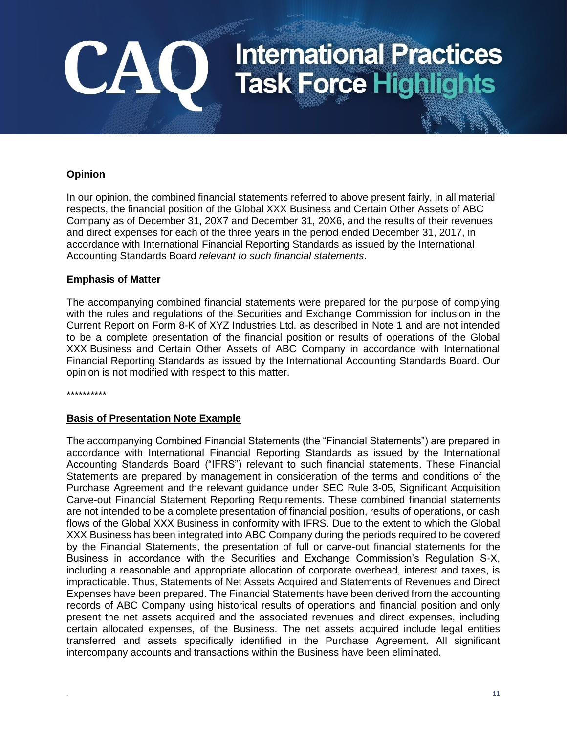**Opinion**

In our opinion, the combined financial statements referred to above present fairly, in all material respects, the financial position of the Global XXX Business and Certain Other Assets of ABC Company as of December 31, 20X7 and December 31, 20X6, and the results of their revenues and direct expenses for each of the three years in the period ended December 31, 2017, in accordance with International Financial Reporting Standards as issued by the International Accounting Standards Board *relevant to such financial statements*.

**Emphasis of Matter**

The accompanying combined financial statements were prepared for the purpose of complying with the rules and regulations of the Securities and Exchange Commission for inclusion in the Current Report on Form 8-K of XYZ Industries Ltd. as described in Note 1 and are not intended to be a complete presentation of the financial position or results of operations of the Global XXX Business and Certain Other Assets of ABC Company in accordance with International Financial Reporting Standards as issued by the International Accounting Standards Board. Our opinion is not modified with respect to this matter.

**********

**Basis of Presentation Note Example**

The accompanying Combined Financial Statements (the "Financial Statements") are prepared in accordance with International Financial Reporting Standards as issued by the International Accounting Standards Board ("IFRS") relevant to such financial statements. These Financial Statements are prepared by management in consideration of the terms and conditions of the Purchase Agreement and the relevant guidance under SEC Rule 3-05, Significant Acquisition Carve-out Financial Statement Reporting Requirements. These combined financial statements are not intended to be a complete presentation of financial position, results of operations, or cash flows of the Global XXX Business in conformity with IFRS. Due to the extent to which the Global XXX Business has been integrated into ABC Company during the periods required to be covered by the Financial Statements, the presentation of full or carve-out financial statements for the Business in accordance with the Securities and Exchange Commission's Regulation S-X, including a reasonable and appropriate allocation of corporate overhead, interest and taxes, is impracticable. Thus, Statements of Net Assets Acquired and Statements of Revenues and Direct Expenses have been prepared. The Financial Statements have been derived from the accounting records of ABC Company using historical results of operations and financial position and only present the net assets acquired and the associated revenues and direct expenses, including certain allocated expenses, of the Business. The net assets acquired include legal entities transferred and assets specifically identified in the Purchase Agreement. All significant intercompany accounts and transactions within the Business have been eliminated.